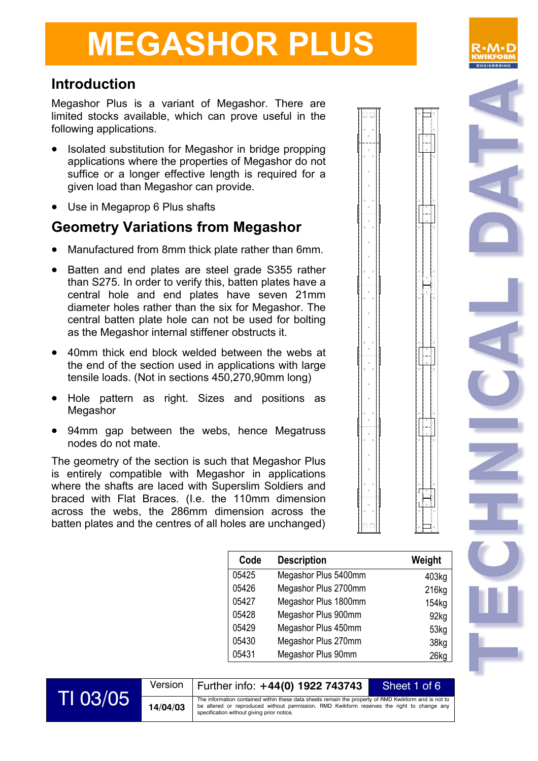# MEGASHOR PLUS

## Introduction

Megashor Plus is a variant of Megashor. There are limited stocks available, which can prove useful in the following applications.

- Isolated substitution for Megashor in bridge propping applications where the properties of Megashor do not suffice or a longer effective length is required for a given load than Megashor can provide.
- Use in Megaprop 6 Plus shafts

## Geometry Variations from Megashor

- Manufactured from 8mm thick plate rather than 6mm.
- Batten and end plates are steel grade S355 rather than S275. In order to verify this, batten plates have a central hole and end plates have seven 21mm diameter holes rather than the six for Megashor. The central batten plate hole can not be used for bolting as the Megashor internal stiffener obstructs it.
- 40mm thick end block welded between the webs at the end of the section used in applications with large tensile loads. (Not in sections 450,270,90mm long)
- Hole pattern as right. Sizes and positions as Megashor
- 94mm gap between the webs, hence Megatruss nodes do not mate.

The geometry of the section is such that Megashor Plus is entirely compatible with Megashor in applications where the shafts are laced with Superslim Soldiers and braced with Flat Braces. (I.e. the 110mm dimension across the webs, the 286mm dimension across the batten plates and the centres of all holes are unchanged)

| Code | Description | Weight |
|---|---|---|
| 05425 | Megashor Plus 5400mm | 403kg |
| 05426 | Megashor Plus 2700mm | 216kg |
| 05427 | Megashor Plus 1800mm | 154kg |
| 05428 | Megashor Plus 900mm | 92kg |
| 05429 | Megashor Plus 450mm | 53kg |
| 05430 | Megashor Plus 270mm | 38kg |
| 05431 | Megashor Plus 90mm | 26kg |

TI 03/05 | Version 14/04/03 | Further info: +44(0) 1922 743743

The information contained within these data sheets remain the property of RMD Kwikform and is not to be altered or reproduced without permission. RMD Kwikform reserves the right to change any specification without giving prior notice.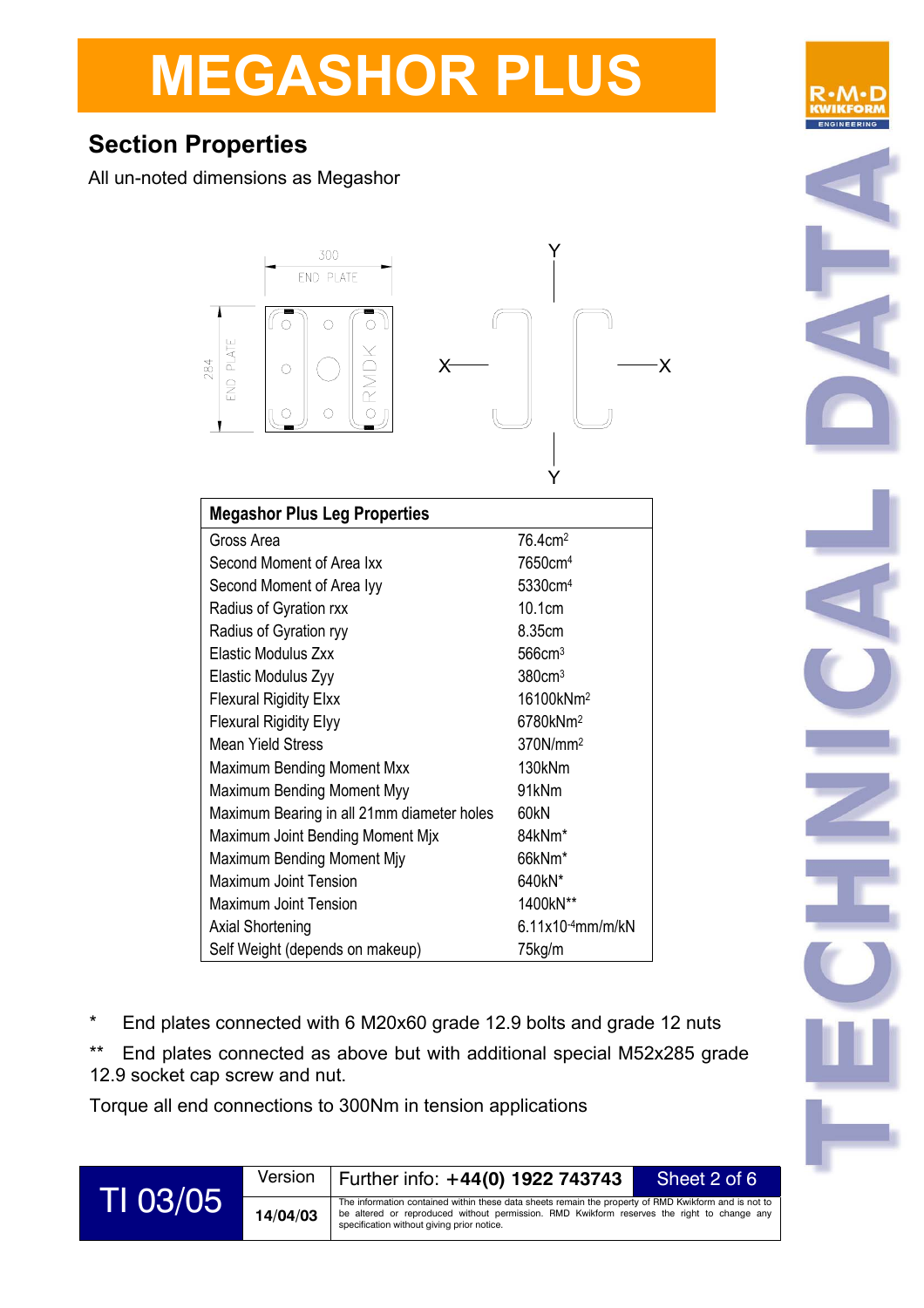# MEGASHOR PLUS

## Section Properties

All un-noted dimensions as Megashor

| Megashor Plus Leg Properties | |
|---|---|
| Gross Area | 76.4cm$^2$ |
| Second Moment of Area Ixx | 7650cm$^4$ |
| Second Moment of Area Iyy | 5330cm$^4$ |
| Radius of Gyration rxx | 10.1cm |
| Radius of Gyration ryy | 8.35cm |
| Elastic Modulus Zxx | 566cm$^3$ |
| Elastic Modulus Zyy | 380cm$^3$ |
| Flexural Rigidity EIxx | 16100kNm$^2$ |
| Flexural Rigidity EIyy | 6780kNm$^2$ |
| Mean Yield Stress | 370N/mm$^2$ |
| Maximum Bending Moment Mxx | 130kNm |
| Maximum Bending Moment Myy | 91kNm |
| Maximum Bearing in all 21mm diameter holes | 60kN |
| Maximum Joint Bending Moment Mjx | 84kNm* |
| Maximum Bending Moment Mjy | 66kNm* |
| Maximum Joint Tension | 640kN* |
| Maximum Joint Tension | 1400kN** |
| Axial Shortening | 6.11x10$^{-4}$mm/m/kN |
| Self Weight (depends on makeup) | 75kg/m |

\* End plates connected with 6 M20x60 grade 12.9 bolts and grade 12 nuts

** End plates connected as above but with additional special M52x285 grade 12.9 socket cap screw and nut.

Torque all end connections to 300Nm in tension applications

| TI 03/05 | Version 14/04/03 | Further info: +44(0) 1922 743743 |
|---|---|---|

The information contained within these data sheets remain the property of RMD Kwikform and is not to be altered or reproduced without permission. RMD Kwikform reserves the right to change any specification without giving prior notice.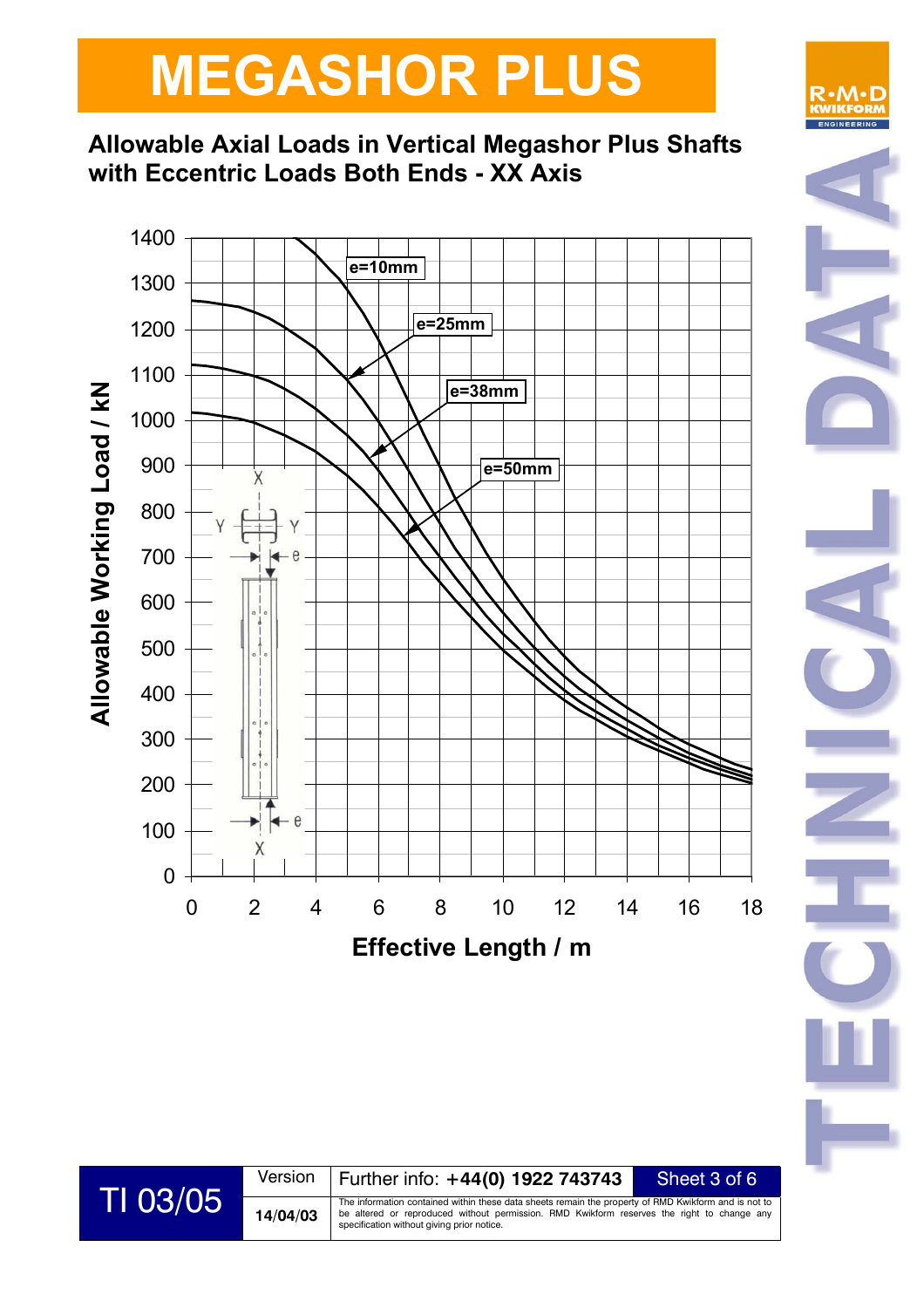# MEGASHOR PLUS

## Allowable Axial Loads in Vertical Megashor Plus Shafts with Eccentric Loads Both Ends - XX Axis

Allowable Working Load / kN

1400, 1300, 1200, 1100, 1000, 900, 800, 700, 600, 500, 400, 300, 200, 100, 0

e=10mm

e=25mm

e=38mm

e=50mm

0, 2, 4, 6, 8, 10, 12, 14, 16, 18

Effective Length / m

| TI 03/05 | Version 14/04/03 | Further info: **+44(0) 1922 743743** | Sheet 3 of 6 |
|---|---|---|---|

The information contained within these data sheets remain the property of RMD Kwikform and is not to be altered or reproduced without permission. RMD Kwikform reserves the right to change any specification without giving prior notice.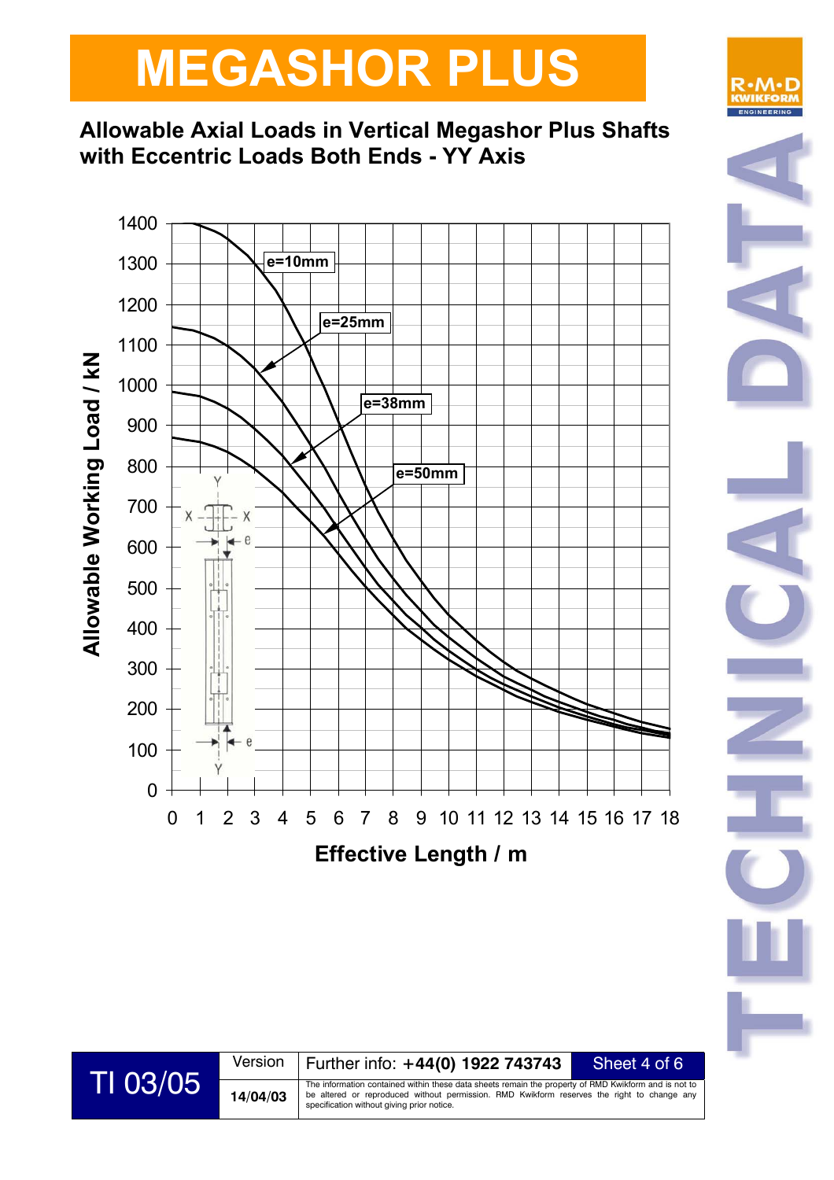# MEGASHOR PLUS

## Allowable Axial Loads in Vertical Megashor Plus Shafts with Eccentric Loads Both Ends - YY Axis

Allowable Working Load / kN

1400
1300
1200
1100
1000
900
800
700
600
500
400
300
200
100
0

e=10mm

e=25mm

e=38mm

e=50mm

X X

Y

Y

e

e

0 1 2 3 4 5 6 7 8 9 10 11 12 13 14 15 16 17 18

Effective Length / m

TECHNICAL DATA

| TI 03/05 | Version | Further info: +44(0) 1922 743743 | Sheet 4 of 6 |
|---|---|---|---|
| | 14/04/03 | The information contained within these data sheets remain the property of RMD Kwikform and is not to be altered or reproduced without permission. RMD Kwikform reserves the right to change any specification without giving prior notice. | |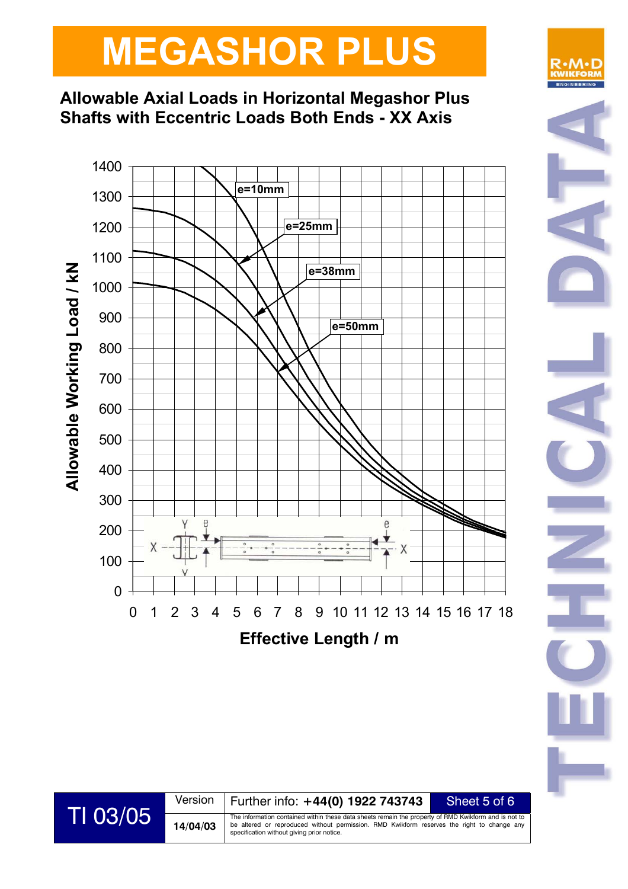# MEGASHOR PLUS

## Allowable Axial Loads in Horizontal Megashor Plus Shafts with Eccentric Loads Both Ends - XX Axis

Allowable Working Load / kN

e=10mm

e=25mm

e=38mm

e=50mm

Effective Length / m

| TI 03/05 | Version | Further info: +44(0) 1922 743743 | Sheet 5 of 6 |
|---|---|---|---|
| | 14/04/03 | The information contained within these data sheets remain the property of RMD Kwikform and is not to be altered or reproduced without permission. RMD Kwikform reserves the right to change any specification without giving prior notice. | |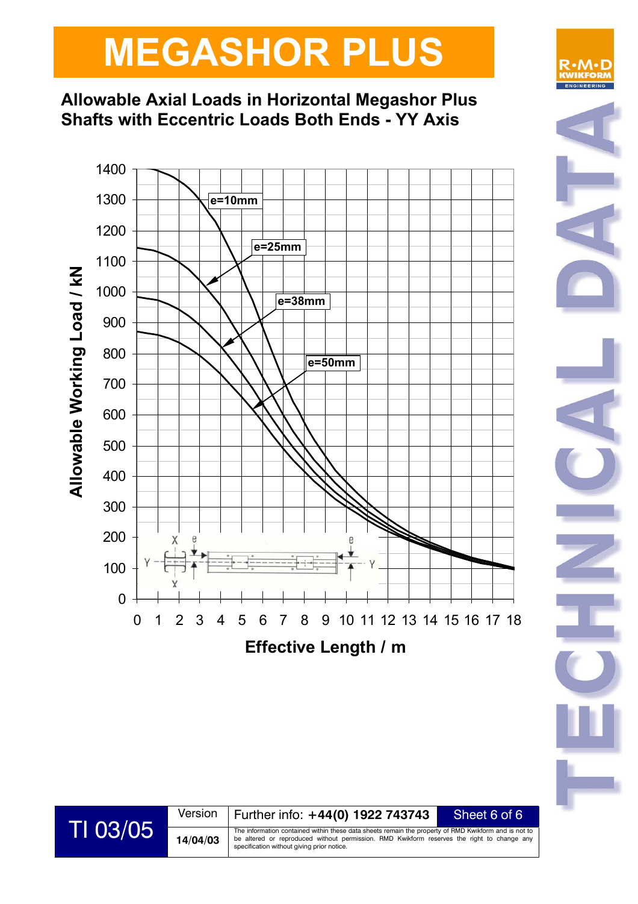# MEGASHOR PLUS

## Allowable Axial Loads in Horizontal Megashor Plus Shafts with Eccentric Loads Both Ends - YY Axis

Allowable Working Load / kN

1400
1300
1200
1100
1000
900
800
700
600
500
400
300
200
100
0

e=10mm
e=25mm
e=38mm
e=50mm

X e e
Y Y
X

0 1 2 3 4 5 6 7 8 9 10 11 12 13 14 15 16 17 18

Effective Length / m

TECHNICAL DATA

| TI 03/05 | Version | Further info: +44(0) 1922 743743 | Sheet 6 of 6 |
|---|---|---|---|
| | 14/04/03 | The information contained within these data sheets remain the property of RMD Kwikform and is not to be altered or reproduced without permission. RMD Kwikform reserves the right to change any specification without giving prior notice. | |